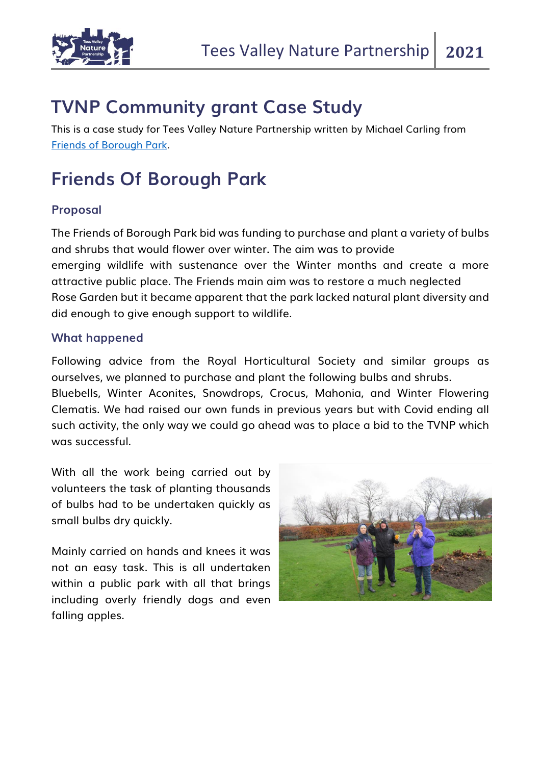# TVNP Community grant Case Study

This is a case study for Tees Valley Nature Partnership written by Michael Carling from [Friends of Borough Park](Friends of Borough Park).

# Friends Of Borough Park

## Proposal

The Friends of Borough Park bid was funding to purchase and plant a variety of bulbs and shrubs that would flower over winter. The aim was to provide emerging wildlife with sustenance over the Winter months and create a more attractive public place. The Friends main aim was to restore a much neglected Rose Garden but it became apparent that the park lacked natural plant diversity and did enough to give enough support to wildlife.

## What happened

Following advice from the Royal Horticultural Society and similar groups as ourselves, we planned to purchase and plant the following bulbs and shrubs. Bluebells, Winter Aconites, Snowdrops, Crocus, Mahonia, and Winter Flowering Clematis. We had raised our own funds in previous years but with Covid ending all such activity, the only way we could go ahead was to place a bid to the TVNP which was successful.

With all the work being carried out by volunteers the task of planting thousands of bulbs had to be undertaken quickly as small bulbs dry quickly.

Mainly carried on hands and knees it was not an easy task. This is all undertaken within a public park with all that brings including overly friendly dogs and even falling apples.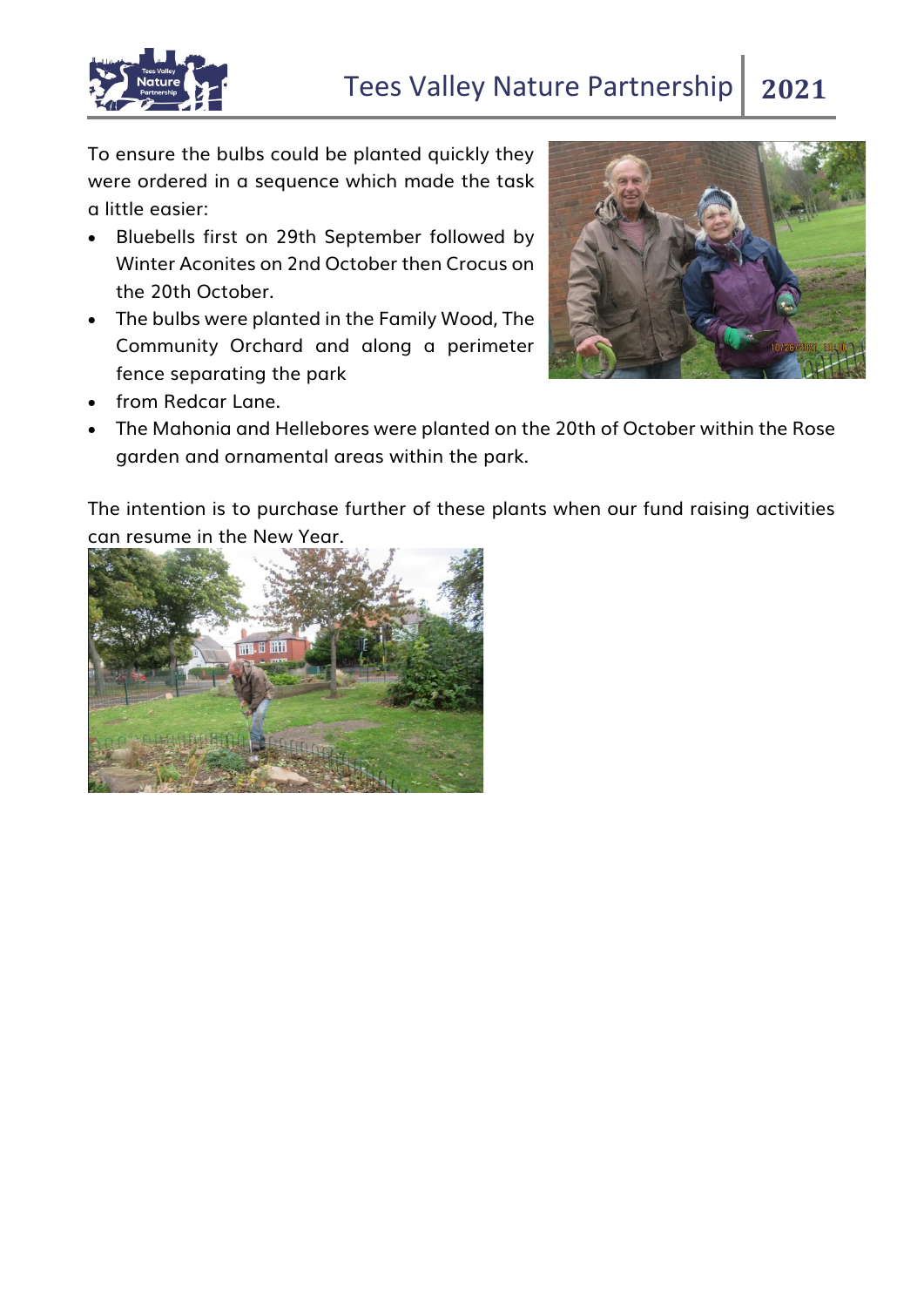To ensure the bulbs could be planted quickly they were ordered in a sequence which made the task a little easier:

- Bluebells first on 29th September followed by Winter Aconites on 2nd October then Crocus on the 20th October.
- The bulbs were planted in the Family Wood, The Community Orchard and along a perimeter fence separating the park
- from Redcar Lane.
- The Mahonia and Hellebores were planted on the 20th of October within the Rose garden and ornamental areas within the park.

The intention is to purchase further of these plants when our fund raising activities can resume in the New Year.